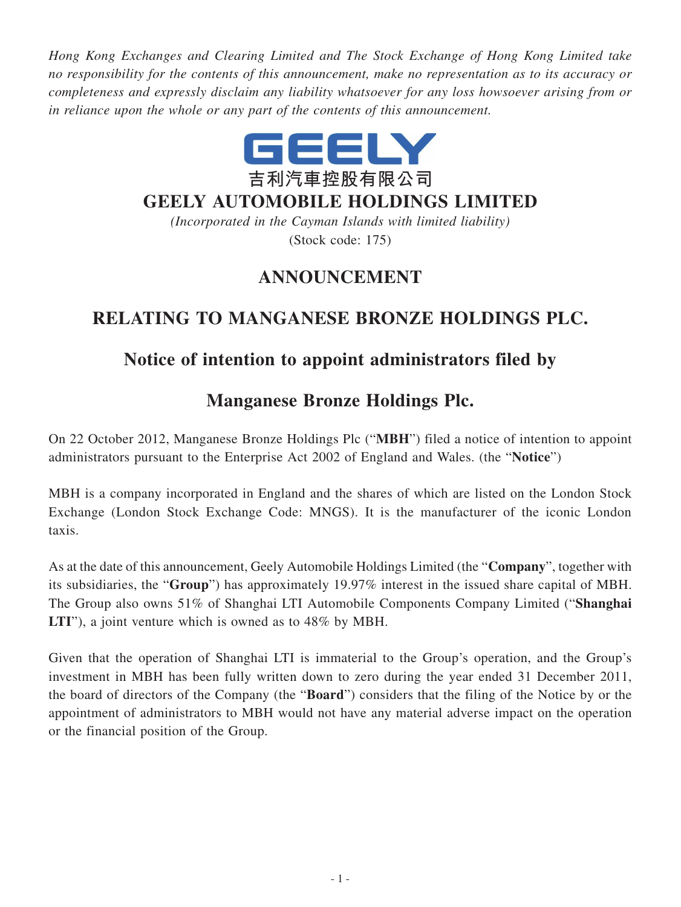*Hong Kong Exchanges and Clearing Limited and The Stock Exchange of Hong Kong Limited take no responsibility for the contents of this announcement, make no representation as to its accuracy or completeness and expressly disclaim any liability whatsoever for any loss howsoever arising from or in reliance upon the whole or any part of the contents of this announcement.*

GEELY

吉利汽車控股有限公司

# GEELY AUTOMOBILE HOLDINGS LIMITED

*(Incorporated in the Cayman Islands with limited liability)*

(Stock code: 175)

## ANNOUNCEMENT

## RELATING TO MANGANESE BRONZE HOLDINGS PLC.

## Notice of intention to appoint administrators filed by Manganese Bronze Holdings Plc.

On 22 October 2012, Manganese Bronze Holdings Plc ("**MBH**") filed a notice of intention to appoint administrators pursuant to the Enterprise Act 2002 of England and Wales. (the "**Notice**")

MBH is a company incorporated in England and the shares of which are listed on the London Stock Exchange (London Stock Exchange Code: MNGS). It is the manufacturer of the iconic London taxis.

As at the date of this announcement, Geely Automobile Holdings Limited (the "**Company**", together with its subsidiaries, the "**Group**") has approximately 19.97% interest in the issued share capital of MBH. The Group also owns 51% of Shanghai LTI Automobile Components Company Limited ("**Shanghai LTI**"), a joint venture which is owned as to 48% by MBH.

Given that the operation of Shanghai LTI is immaterial to the Group's operation, and the Group's investment in MBH has been fully written down to zero during the year ended 31 December 2011, the board of directors of the Company (the "**Board**") considers that the filing of the Notice by or the appointment of administrators to MBH would not have any material adverse impact on the operation or the financial position of the Group.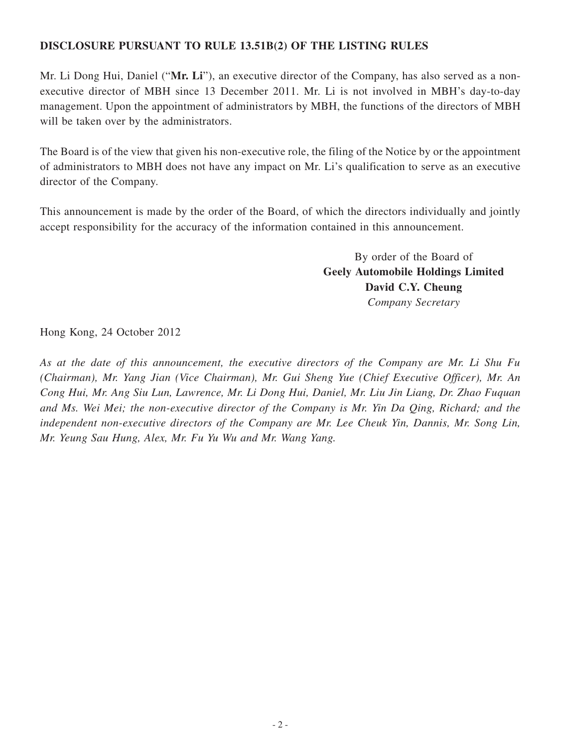**DISCLOSURE PURSUANT TO RULE 13.51B(2) OF THE LISTING RULES**

Mr. Li Dong Hui, Daniel ("**Mr. Li**"), an executive director of the Company, has also served as a non-executive director of MBH since 13 December 2011. Mr. Li is not involved in MBH's day-to-day management. Upon the appointment of administrators by MBH, the functions of the directors of MBH will be taken over by the administrators.

The Board is of the view that given his non-executive role, the filing of the Notice by or the appointment of administrators to MBH does not have any impact on Mr. Li's qualification to serve as an executive director of the Company.

This announcement is made by the order of the Board, of which the directors individually and jointly accept responsibility for the accuracy of the information contained in this announcement.

By order of the Board of
**Geely Automobile Holdings Limited**
**David C.Y. Cheung**
*Company Secretary*

Hong Kong, 24 October 2012

*As at the date of this announcement, the executive directors of the Company are Mr. Li Shu Fu (Chairman), Mr. Yang Jian (Vice Chairman), Mr. Gui Sheng Yue (Chief Executive Officer), Mr. An Cong Hui, Mr. Ang Siu Lun, Lawrence, Mr. Li Dong Hui, Daniel, Mr. Liu Jin Liang, Dr. Zhao Fuquan and Ms. Wei Mei; the non-executive director of the Company is Mr. Yin Da Qing, Richard; and the independent non-executive directors of the Company are Mr. Lee Cheuk Yin, Dannis, Mr. Song Lin, Mr. Yeung Sau Hung, Alex, Mr. Fu Yu Wu and Mr. Wang Yang.*